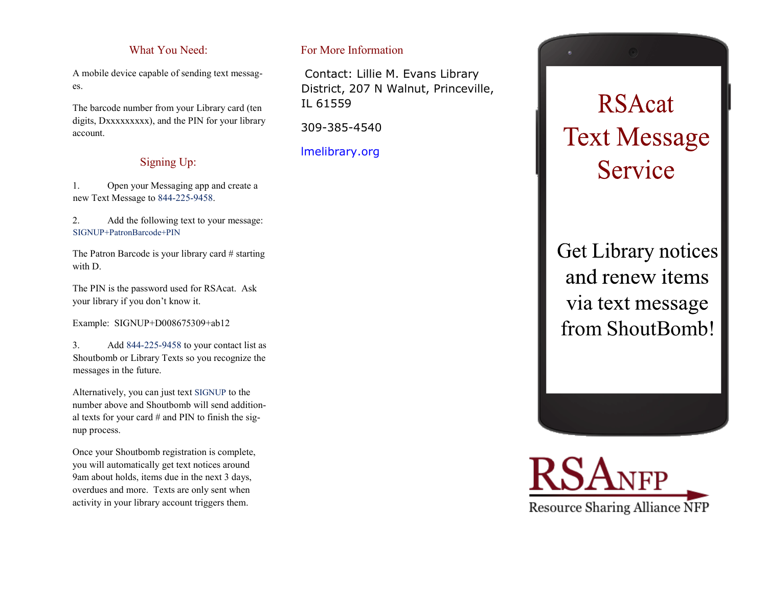## What You Need:

A mobile device capable of sending text messages.

The barcode number from your Library card (ten digits, Dxxxxxxxxx), and the PIN for your library account.

## Signing Up:

1. Open your Messaging app and create a new Text Message to 844-225-9458.

2. Add the following text to your message: SIGNUP+PatronBarcode+PIN

The Patron Barcode is your library card # starting with D.

The PIN is the password used for RSAcat. Ask your library if you don't know it.

Example: SIGNUP+D008675309+ab12

3. Add 844-225-9458 to your contact list as Shoutbomb or Library Texts so you recognize the messages in the future.

Alternatively, you can just text SIGNUP to the number above and Shoutbomb will send additional texts for your card # and PIN to finish the signup process.

Once your Shoutbomb registration is complete, you will automatically get text notices around 9am about holds, items due in the next 3 days, overdues and more. Texts are only sent when activity in your library account triggers them.

## For More Information

Contact: Lillie M. Evans Library District, 207 N Walnut, Princeville, IL 61559

309-385-4540

lmelibrary.org

# RSAcat Text Message Service

Get Library notices and renew items via text message from ShoutBomb!

RSA NFP

Resource Sharing Alliance NFP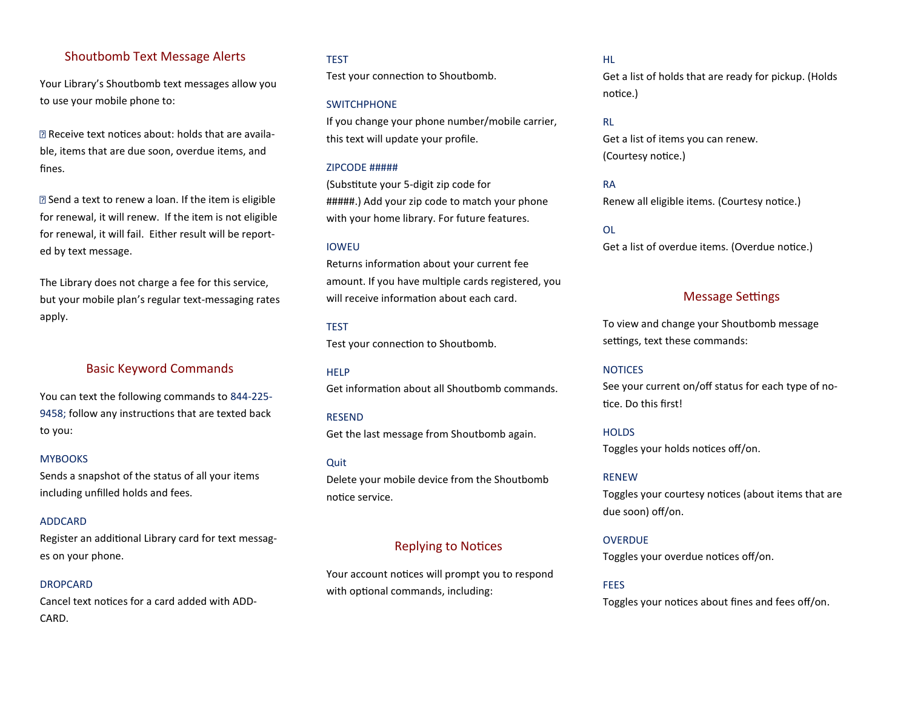## Shoutbomb Text Message Alerts

Your Library's Shoutbomb text messages allow you to use your mobile phone to:

- Receive text notices about: holds that are available, items that are due soon, overdue items, and fines.

- Send a text to renew a loan. If the item is eligible for renewal, it will renew. If the item is not eligible for renewal, it will fail. Either result will be reported by text message.

The Library does not charge a fee for this service, but your mobile plan's regular text-messaging rates apply.

## Basic Keyword Commands

You can text the following commands to 844-225-9458; follow any instructions that are texted back to you:

MYBOOKS
Sends a snapshot of the status of all your items including unfilled holds and fees.

ADDCARD
Register an additional Library card for text messages on your phone.

DROPCARD
Cancel text notices for a card added with ADDCARD.

TEST
Test your connection to Shoutbomb.

SWITCHPHONE
If you change your phone number/mobile carrier, this text will update your profile.

ZIPCODE #####
(Substitute your 5-digit zip code for #####.) Add your zip code to match your phone with your home library. For future features.

IOWEU
Returns information about your current fee amount. If you have multiple cards registered, you will receive information about each card.

TEST
Test your connection to Shoutbomb.

HELP
Get information about all Shoutbomb commands.

RESEND
Get the last message from Shoutbomb again.

Quit
Delete your mobile device from the Shoutbomb notice service.

## Replying to Notices

Your account notices will prompt you to respond with optional commands, including:

HL
Get a list of holds that are ready for pickup. (Holds notice.)

RL
Get a list of items you can renew. (Courtesy notice.)

RA
Renew all eligible items. (Courtesy notice.)

OL
Get a list of overdue items. (Overdue notice.)

## Message Settings

To view and change your Shoutbomb message settings, text these commands:

NOTICES
See your current on/off status for each type of notice. Do this first!

HOLDS
Toggles your holds notices off/on.

RENEW
Toggles your courtesy notices (about items that are due soon) off/on.

OVERDUE
Toggles your overdue notices off/on.

FEES
Toggles your notices about fines and fees off/on.